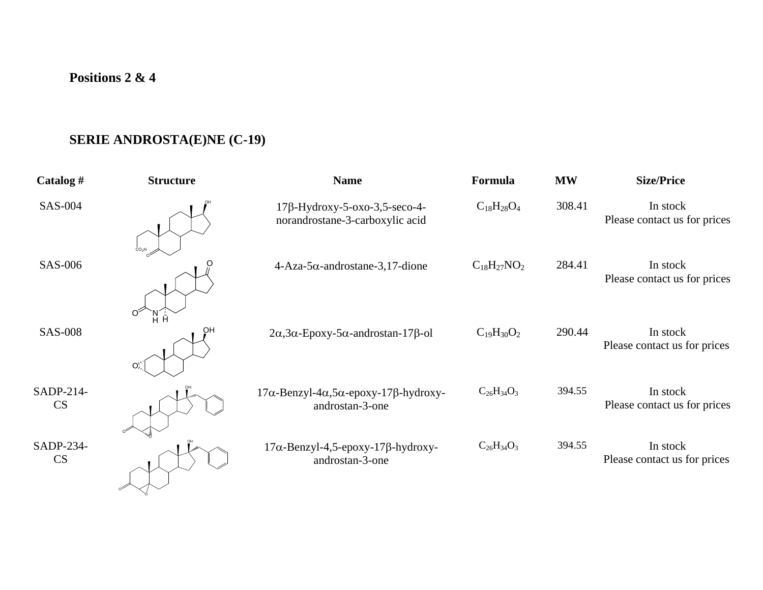**Positions 2 & 4**

**SERIE ANDROSTA(E)NE (C-19)**

| Catalog # | Structure | Name | Formula | MW | Size/Price |
|---|---|---|---|---|---|
| SAS-004 | | 17β-Hydroxy-5-oxo-3,5-seco-4-norandrostane-3-carboxylic acid | $C_{18}H_{28}O_4$ | 308.41 | In stock Please contact us for prices |
| SAS-006 | | 4-Aza-5α-androstane-3,17-dione | $C_{18}H_{27}NO_2$ | 284.41 | In stock Please contact us for prices |
| SAS-008 | | 2α,3α-Epoxy-5α-androstan-17β-ol | $C_{19}H_{30}O_2$ | 290.44 | In stock Please contact us for prices |
| SADP-214-CS | | 17α-Benzyl-4α,5α-epoxy-17β-hydroxy-androstan-3-one | $C_{26}H_{34}O_3$ | 394.55 | In stock Please contact us for prices |
| SADP-234-CS | | 17α-Benzyl-4,5-epoxy-17β-hydroxy-androstan-3-one | $C_{26}H_{34}O_3$ | 394.55 | In stock Please contact us for prices |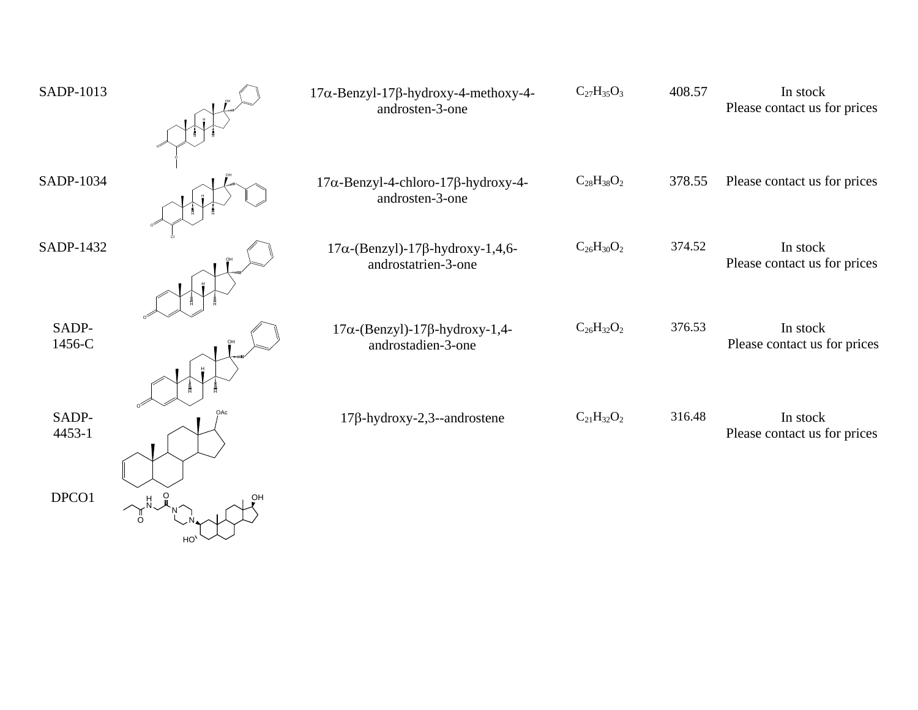| | | | | | |
|---|---|---|---|---|---|
| SADP-1013 | | 17α-Benzyl-17β-hydroxy-4-methoxy-4-androsten-3-one | $C_{27}H_{35}O_3$ | 408.57 | In stock Please contact us for prices |
| SADP-1034 | | 17α-Benzyl-4-chloro-17β-hydroxy-4-androsten-3-one | $C_{28}H_{38}O_2$ | 378.55 | Please contact us for prices |
| SADP-1432 | | 17α-(Benzyl)-17β-hydroxy-1,4,6-androstatrien-3-one | $C_{26}H_{30}O_2$ | 374.52 | In stock Please contact us for prices |
| SADP-1456-C | | 17α-(Benzyl)-17β-hydroxy-1,4-androstadien-3-one | $C_{26}H_{32}O_2$ | 376.53 | In stock Please contact us for prices |
| SADP-4453-1 | | 17β-hydroxy-2,3--androstene | $C_{21}H_{32}O_2$ | 316.48 | In stock Please contact us for prices |
| DPCO1 | | | | | |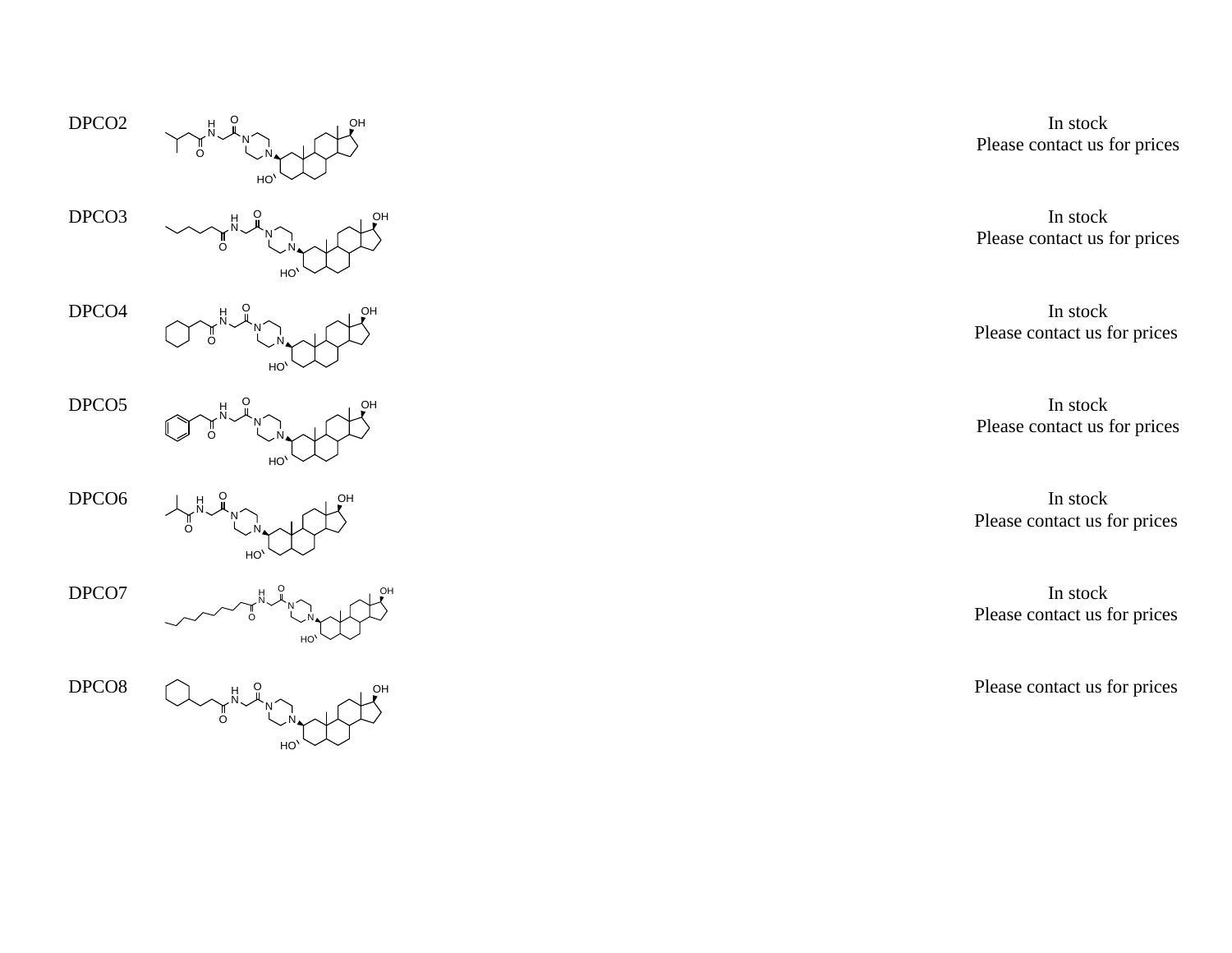| | | |
|---|---|---|
| DPCO2 | | In stock<br>Please contact us for prices |
| DPCO3 | | In stock<br>Please contact us for prices |
| DPCO4 | | In stock<br>Please contact us for prices |
| DPCO5 | | In stock<br>Please contact us for prices |
| DPCO6 | | In stock<br>Please contact us for prices |
| DPCO7 | | In stock<br>Please contact us for prices |
| DPCO8 | | Please contact us for prices |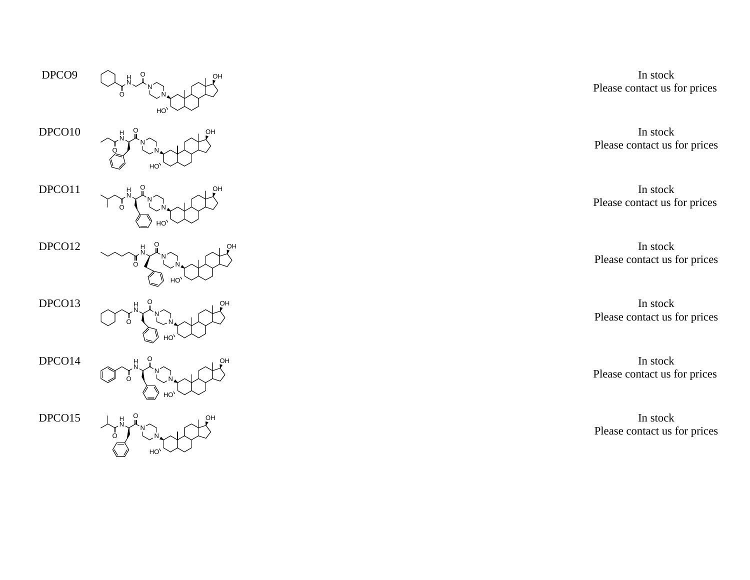| | | |
|---|---|---|
| DPCO9 | | In stock<br>Please contact us for prices |
| DPCO10 | | In stock<br>Please contact us for prices |
| DPCO11 | | In stock<br>Please contact us for prices |
| DPCO12 | | In stock<br>Please contact us for prices |
| DPCO13 | | In stock<br>Please contact us for prices |
| DPCO14 | | In stock<br>Please contact us for prices |
| DPCO15 | | In stock<br>Please contact us for prices |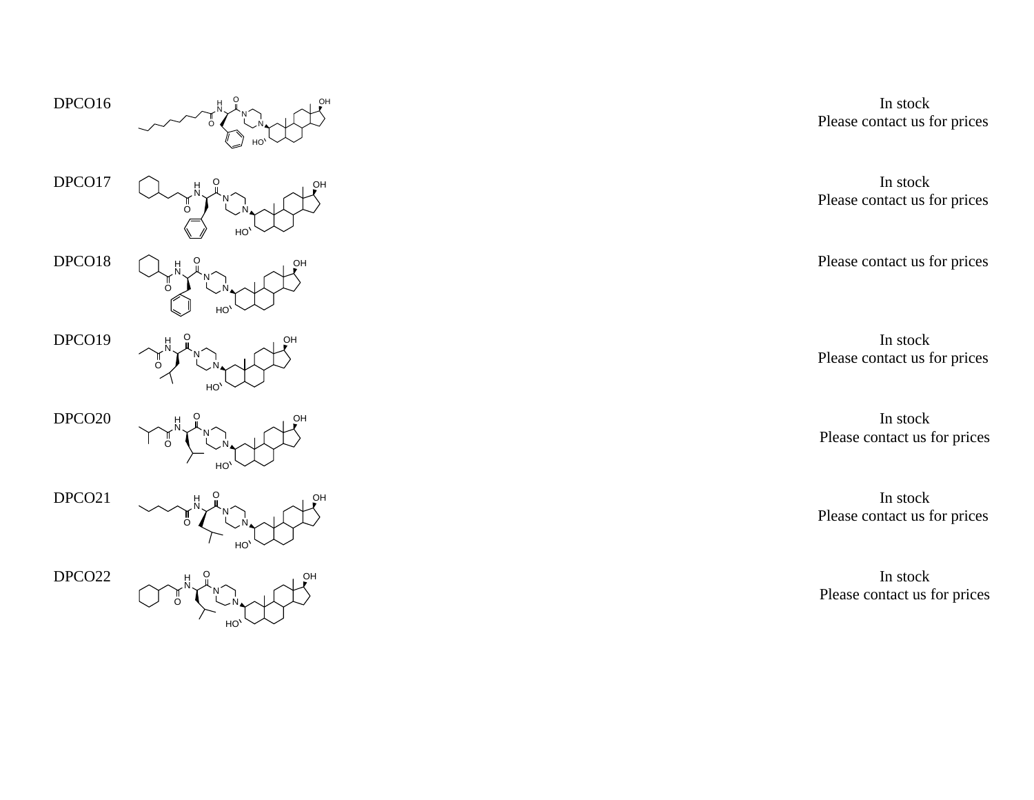| | | |
|---|---|---|
| DPCO16 | | In stock<br>Please contact us for prices |
| DPCO17 | | In stock<br>Please contact us for prices |
| DPCO18 | | Please contact us for prices |
| DPCO19 | | In stock<br>Please contact us for prices |
| DPCO20 | | In stock<br>Please contact us for prices |
| DPCO21 | | In stock<br>Please contact us for prices |
| DPCO22 | | In stock<br>Please contact us for prices |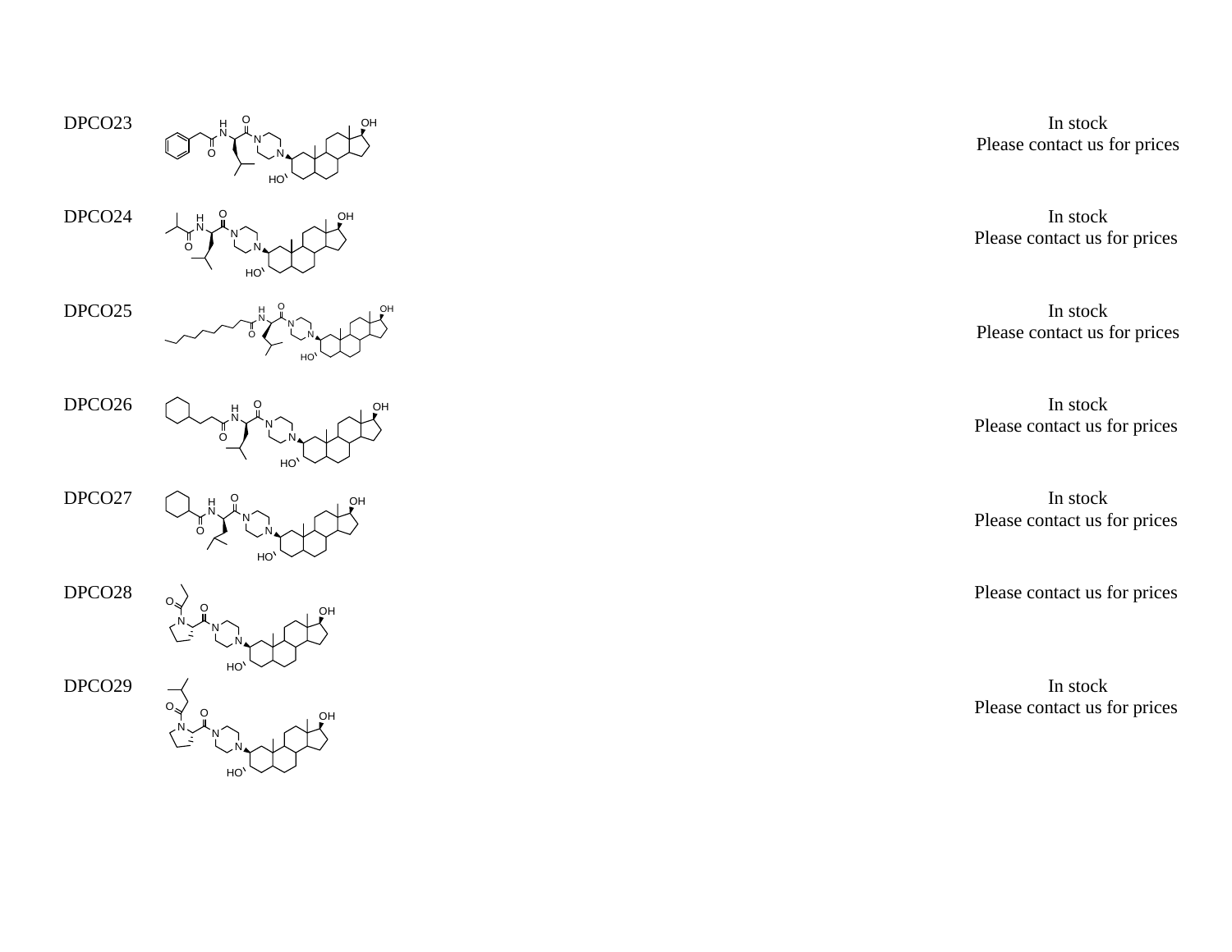| | | |
|---|---|---|
| DPCO23 | | In stock<br>Please contact us for prices |
| DPCO24 | | In stock<br>Please contact us for prices |
| DPCO25 | | In stock<br>Please contact us for prices |
| DPCO26 | | In stock<br>Please contact us for prices |
| DPCO27 | | In stock<br>Please contact us for prices |
| DPCO28 | | Please contact us for prices |
| DPCO29 | | In stock<br>Please contact us for prices |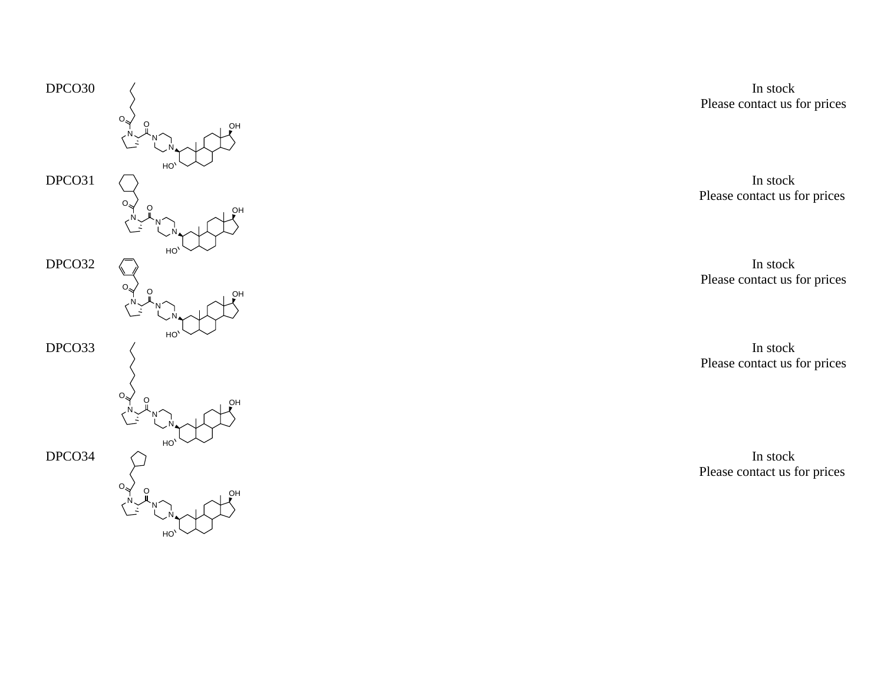| | | |
|---|---|---|
| DPCO30 | | In stock<br>Please contact us for prices |
| DPCO31 | | In stock<br>Please contact us for prices |
| DPCO32 | | In stock<br>Please contact us for prices |
| DPCO33 | | In stock<br>Please contact us for prices |
| DPCO34 | | In stock<br>Please contact us for prices |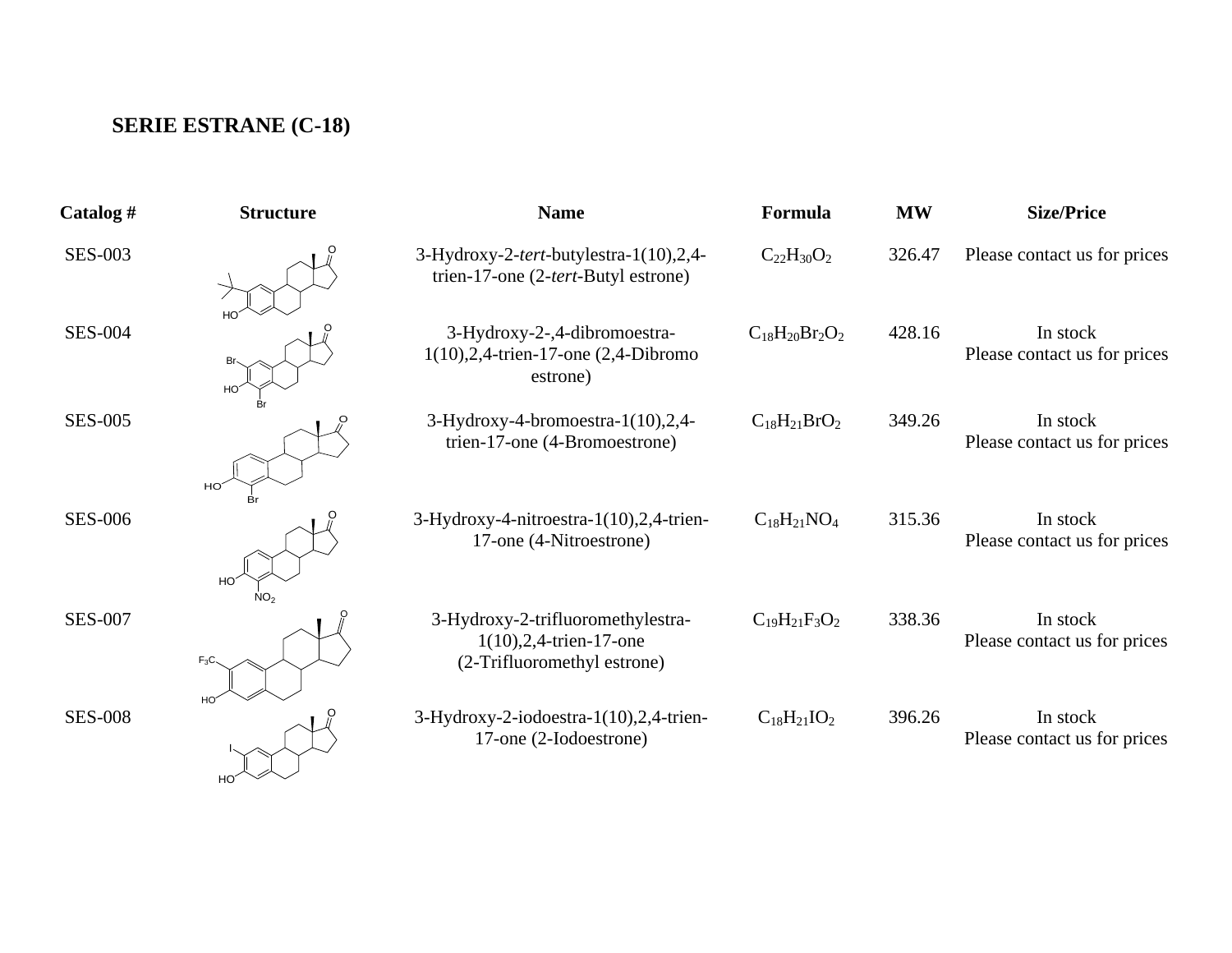**SERIE ESTRANE (C-18)**

| Catalog # | Structure | Name | Formula | MW | Size/Price |
|---|---|---|---|---|---|
| SES-003 | | 3-Hydroxy-2-*tert*-butylestra-1(10),2,4-trien-17-one (2-*tert*-Butyl estrone) | $C_{22}H_{30}O_2$ | 326.47 | Please contact us for prices |
| SES-004 | | 3-Hydroxy-2-,4-dibromoestra-1(10),2,4-trien-17-one (2,4-Dibromo estrone) | $C_{18}H_{20}Br_2O_2$ | 428.16 | In stock Please contact us for prices |
| SES-005 | | 3-Hydroxy-4-bromoestra-1(10),2,4-trien-17-one (4-Bromoestrone) | $C_{18}H_{21}BrO_2$ | 349.26 | In stock Please contact us for prices |
| SES-006 | | 3-Hydroxy-4-nitroestra-1(10),2,4-trien-17-one (4-Nitroestrone) | $C_{18}H_{21}NO_4$ | 315.36 | In stock Please contact us for prices |
| SES-007 | | 3-Hydroxy-2-trifluoromethylestra-1(10),2,4-trien-17-one (2-Trifluoromethyl estrone) | $C_{19}H_{21}F_3O_2$ | 338.36 | In stock Please contact us for prices |
| SES-008 | | 3-Hydroxy-2-iodoestra-1(10),2,4-trien-17-one (2-Iodoestrone) | $C_{18}H_{21}IO_2$ | 396.26 | In stock Please contact us for prices |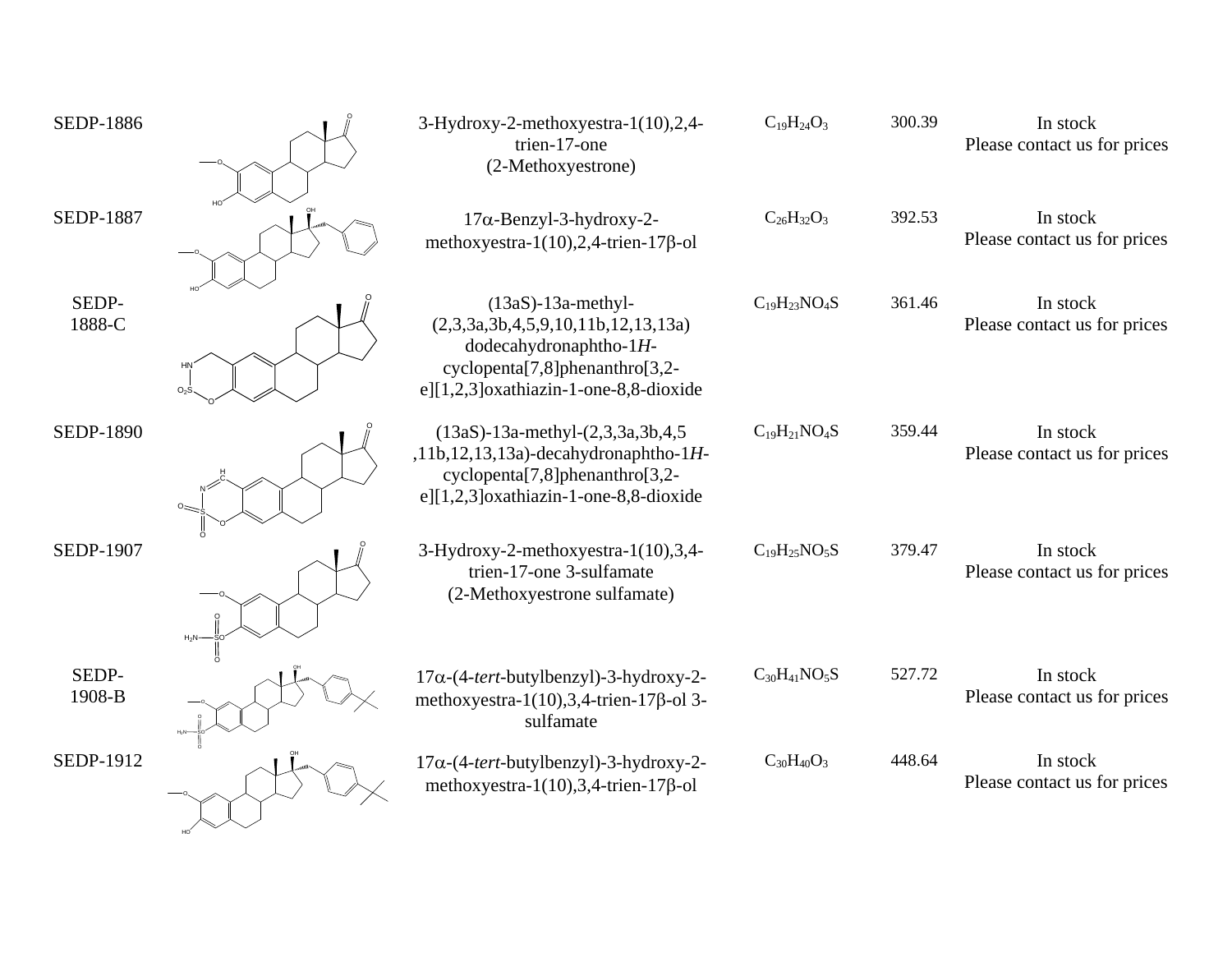| | | | | | |
|---|---|---|---|---|---|
| SEDP-1886 | | 3-Hydroxy-2-methoxyestra-1(10),2,4-trien-17-one (2-Methoxyestrone) | $C_{19}H_{24}O_3$ | 300.39 | In stock Please contact us for prices |
| SEDP-1887 | | 17α-Benzyl-3-hydroxy-2-methoxyestra-1(10),2,4-trien-17β-ol | $C_{26}H_{32}O_3$ | 392.53 | In stock Please contact us for prices |
| SEDP-1888-C | | (13aS)-13a-methyl-(2,3,3a,3b,4,5,9,10,11b,12,13,13a) dodecahydronaphtho-1*H*-cyclopenta[7,8]phenanthro[3,2-e][1,2,3]oxathiazin-1-one-8,8-dioxide | $C_{19}H_{23}NO_4S$ | 361.46 | In stock Please contact us for prices |
| SEDP-1890 | | (13aS)-13a-methyl-(2,3,3a,3b,4,5 ,11b,12,13,13a)-decahydronaphtho-1*H*-cyclopenta[7,8]phenanthro[3,2-e][1,2,3]oxathiazin-1-one-8,8-dioxide | $C_{19}H_{21}NO_4S$ | 359.44 | In stock Please contact us for prices |
| SEDP-1907 | | 3-Hydroxy-2-methoxyestra-1(10),3,4-trien-17-one 3-sulfamate (2-Methoxyestrone sulfamate) | $C_{19}H_{25}NO_5S$ | 379.47 | In stock Please contact us for prices |
| SEDP-1908-B | | 17α-(4-*tert*-butylbenzyl)-3-hydroxy-2-methoxyestra-1(10),3,4-trien-17β-ol 3-sulfamate | $C_{30}H_{41}NO_5S$ | 527.72 | In stock Please contact us for prices |
| SEDP-1912 | | 17α-(4-*tert*-butylbenzyl)-3-hydroxy-2-methoxyestra-1(10),3,4-trien-17β-ol | $C_{30}H_{40}O_3$ | 448.64 | In stock Please contact us for prices |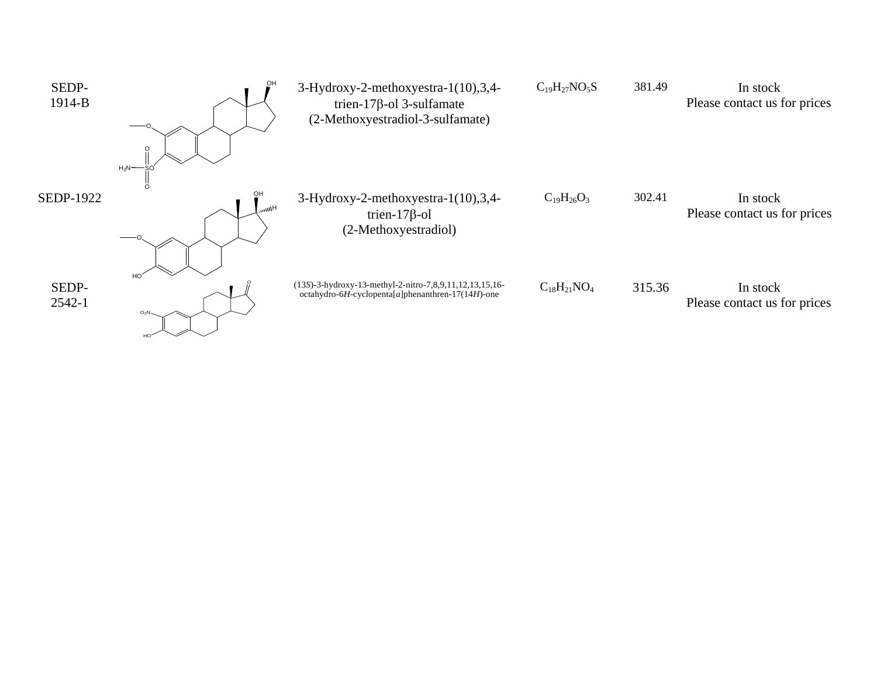| | | | | | |
|---|---|---|---|---|---|
| SEDP-1914-B | | 3-Hydroxy-2-methoxyestra-1(10),3,4-trien-17β-ol 3-sulfamate (2-Methoxyestradiol-3-sulfamate) | $C_{19}H_{27}NO_5S$ | 381.49 | In stock Please contact us for prices |
| SEDP-1922 | | 3-Hydroxy-2-methoxyestra-1(10),3,4-trien-17β-ol (2-Methoxyestradiol) | $C_{19}H_{26}O_3$ | 302.41 | In stock Please contact us for prices |
| SEDP-2542-1 | | (13*S*)-3-hydroxy-13-methyl-2-nitro-7,8,9,11,12,13,15,16-octahydro-6*H*-cyclopenta[*a*]phenanthren-17(14*H*)-one | $C_{18}H_{21}NO_4$ | 315.36 | In stock Please contact us for prices |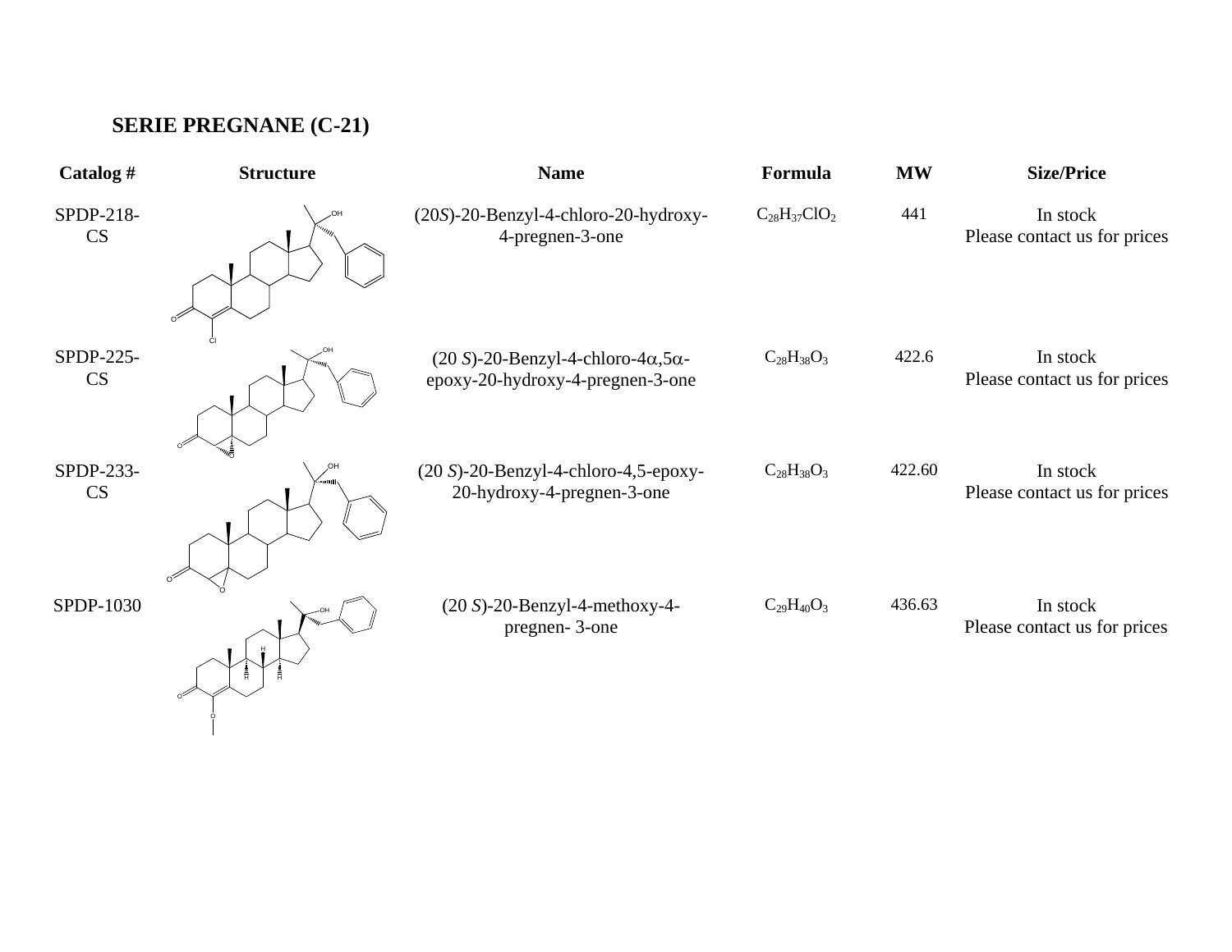## SERIE PREGNANE (C-21)

| Catalog # | Structure | Name | Formula | MW | Size/Price |
|---|---|---|---|---|---|
| SPDP-218-CS | | (20*S*)-20-Benzyl-4-chloro-20-hydroxy-4-pregnen-3-one | $C_{28}H_{37}ClO_2$ | 441 | In stock Please contact us for prices |
| SPDP-225-CS | | (20 *S*)-20-Benzyl-4-chloro-4α,5α-epoxy-20-hydroxy-4-pregnen-3-one | $C_{28}H_{38}O_3$ | 422.6 | In stock Please contact us for prices |
| SPDP-233-CS | | (20 *S*)-20-Benzyl-4-chloro-4,5-epoxy-20-hydroxy-4-pregnen-3-one | $C_{28}H_{38}O_3$ | 422.60 | In stock Please contact us for prices |
| SPDP-1030 | | (20 *S*)-20-Benzyl-4-methoxy-4-pregnen- 3-one | $C_{29}H_{40}O_3$ | 436.63 | In stock Please contact us for prices |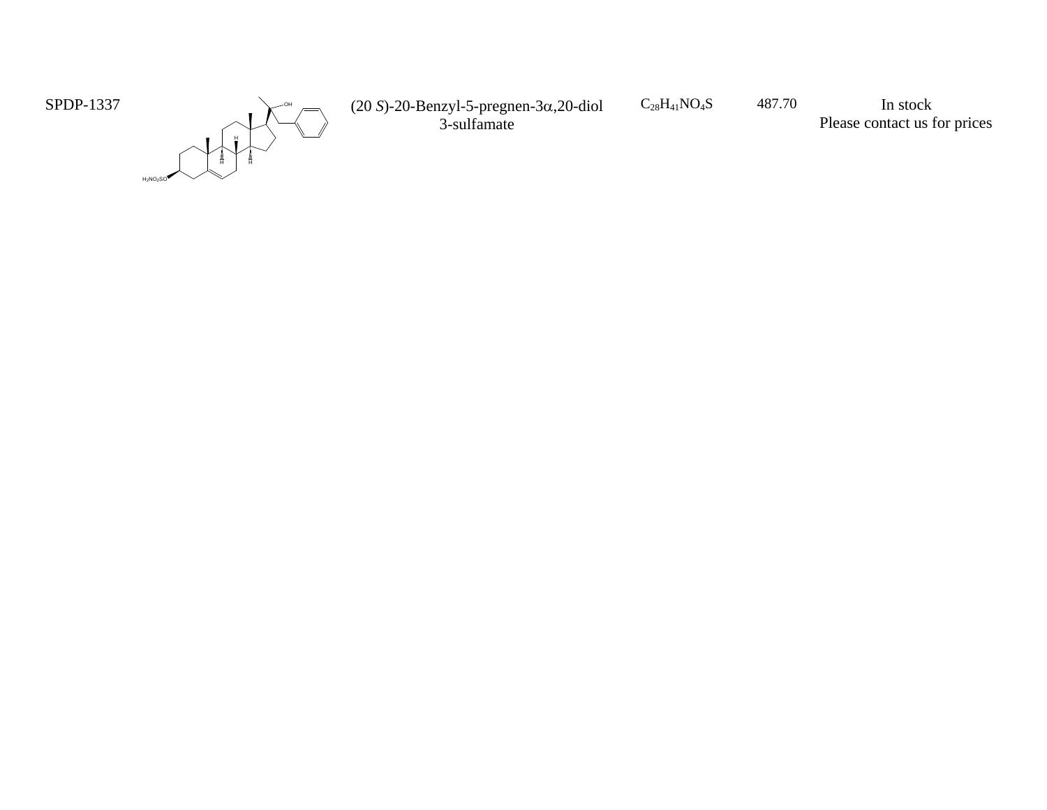| | | | | | |
|---|---|---|---|---|---|
| SPDP-1337 | | (20 *S*)-20-Benzyl-5-pregnen-3α,20-diol 3-sulfamate | $C_{28}H_{41}NO_4S$ | 487.70 | In stock<br>Please contact us for prices |